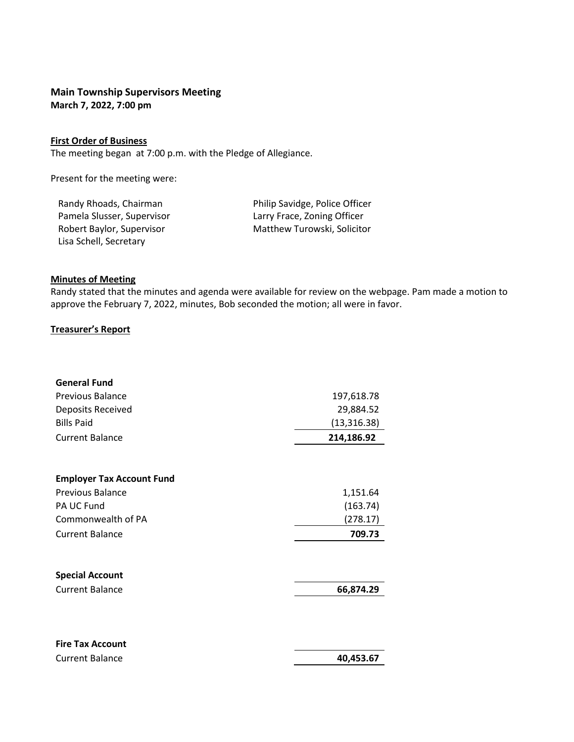## Main Township Supervisors Meeting
**March 7, 2022, 7:00 pm**

**First Order of Business**

The meeting began at 7:00 p.m. with the Pledge of Allegiance.

Present for the meeting were:

Randy Rhoads, Chairman
Pamela Slusser, Supervisor
Robert Baylor, Supervisor
Lisa Schell, Secretary
Philip Savidge, Police Officer
Larry Frace, Zoning Officer
Matthew Turowski, Solicitor

**Minutes of Meeting**

Randy stated that the minutes and agenda were available for review on the webpage. Pam made a motion to approve the February 7, 2022, minutes, Bob seconded the motion; all were in favor.

**Treasurer's Report**

| **General Fund** | |
|---|---|
| Previous Balance | 197,618.78 |
| Deposits Received | 29,884.52 |
| Bills Paid | (13,316.38) |
| Current Balance | **214,186.92** |

| **Employer Tax Account Fund** | |
|---|---|
| Previous Balance | 1,151.64 |
| PA UC Fund | (163.74) |
| Commonwealth of PA | (278.17) |
| Current Balance | **709.73** |

| **Special Account** | |
|---|---|
| Current Balance | **66,874.29** |

| **Fire Tax Account** | |
|---|---|
| Current Balance | **40,453.67** |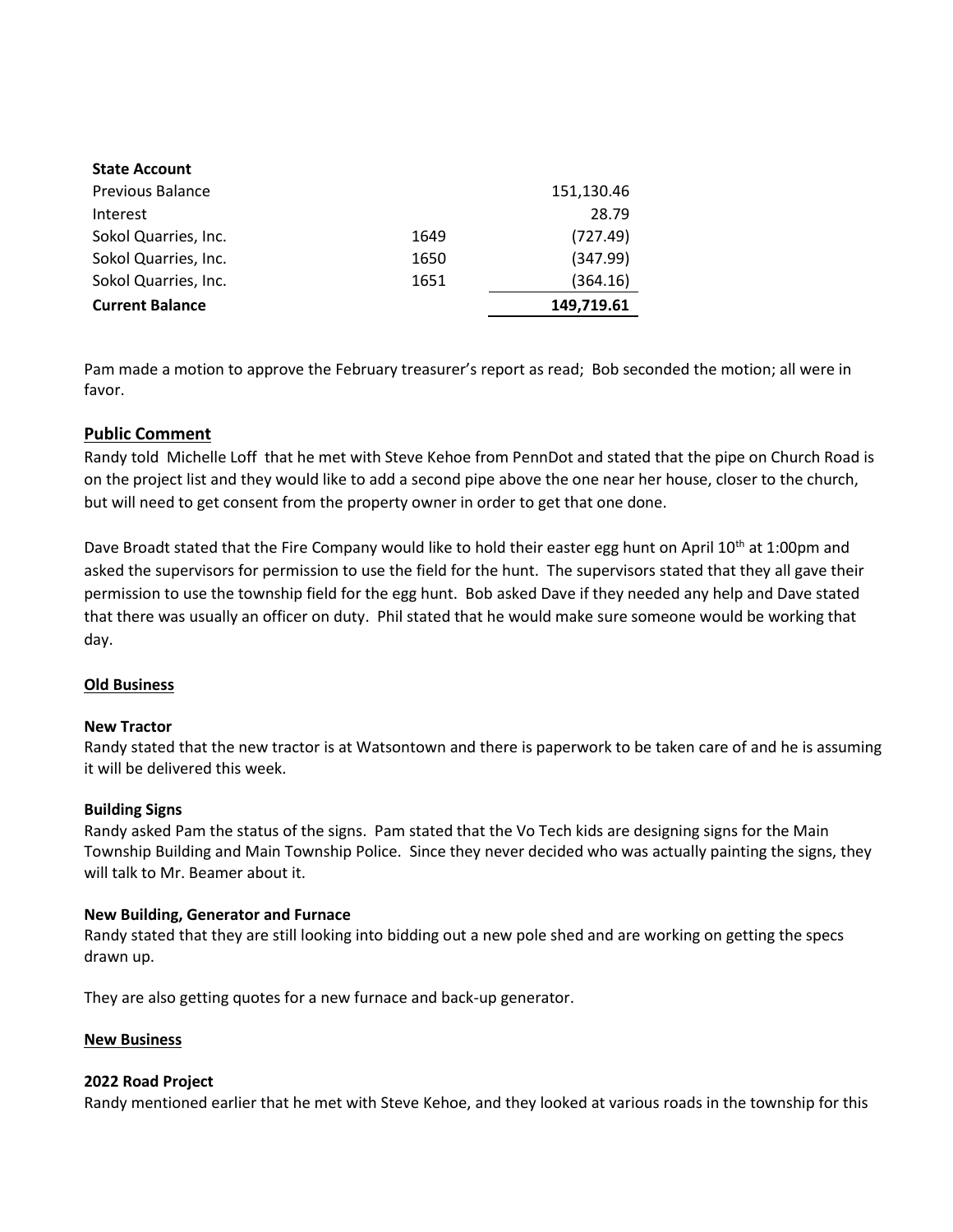| **State Account** | | |
|---|---|---|
| Previous Balance | | 151,130.46 |
| Interest | | 28.79 |
| Sokol Quarries, Inc. | 1649 | (727.49) |
| Sokol Quarries, Inc. | 1650 | (347.99) |
| Sokol Quarries, Inc. | 1651 | (364.16) |
| **Current Balance** | | **149,719.61** |

Pam made a motion to approve the February treasurer's report as read; Bob seconded the motion; all were in favor.

## Public Comment

Randy told Michelle Loff that he met with Steve Kehoe from PennDot and stated that the pipe on Church Road is on the project list and they would like to add a second pipe above the one near her house, closer to the church, but will need to get consent from the property owner in order to get that one done.

Dave Broadt stated that the Fire Company would like to hold their easter egg hunt on April 10th at 1:00pm and asked the supervisors for permission to use the field for the hunt. The supervisors stated that they all gave their permission to use the township field for the egg hunt. Bob asked Dave if they needed any help and Dave stated that there was usually an officer on duty. Phil stated that he would make sure someone would be working that day.

## Old Business

### New Tractor

Randy stated that the new tractor is at Watsontown and there is paperwork to be taken care of and he is assuming it will be delivered this week.

### Building Signs

Randy asked Pam the status of the signs. Pam stated that the Vo Tech kids are designing signs for the Main Township Building and Main Township Police. Since they never decided who was actually painting the signs, they will talk to Mr. Beamer about it.

### New Building, Generator and Furnace

Randy stated that they are still looking into bidding out a new pole shed and are working on getting the specs drawn up.

They are also getting quotes for a new furnace and back-up generator.

## New Business

### 2022 Road Project

Randy mentioned earlier that he met with Steve Kehoe, and they looked at various roads in the township for this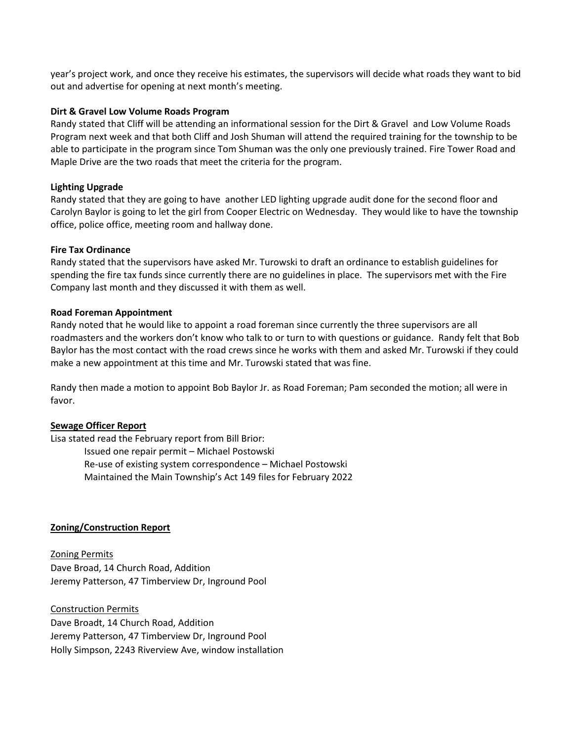year's project work, and once they receive his estimates, the supervisors will decide what roads they want to bid out and advertise for opening at next month's meeting.

**Dirt & Gravel Low Volume Roads Program**

Randy stated that Cliff will be attending an informational session for the Dirt & Gravel and Low Volume Roads Program next week and that both Cliff and Josh Shuman will attend the required training for the township to be able to participate in the program since Tom Shuman was the only one previously trained. Fire Tower Road and Maple Drive are the two roads that meet the criteria for the program.

**Lighting Upgrade**

Randy stated that they are going to have another LED lighting upgrade audit done for the second floor and Carolyn Baylor is going to let the girl from Cooper Electric on Wednesday. They would like to have the township office, police office, meeting room and hallway done.

**Fire Tax Ordinance**

Randy stated that the supervisors have asked Mr. Turowski to draft an ordinance to establish guidelines for spending the fire tax funds since currently there are no guidelines in place. The supervisors met with the Fire Company last month and they discussed it with them as well.

**Road Foreman Appointment**

Randy noted that he would like to appoint a road foreman since currently the three supervisors are all roadmasters and the workers don't know who talk to or turn to with questions or guidance. Randy felt that Bob Baylor has the most contact with the road crews since he works with them and asked Mr. Turowski if they could make a new appointment at this time and Mr. Turowski stated that was fine.

Randy then made a motion to appoint Bob Baylor Jr. as Road Foreman; Pam seconded the motion; all were in favor.

**<u>Sewage Officer Report</u>**

Lisa stated read the February report from Bill Brior:

- Issued one repair permit – Michael Postowski
- Re-use of existing system correspondence – Michael Postowski
- Maintained the Main Township's Act 149 files for February 2022

**<u>Zoning/Construction Report</u>**

<u>Zoning Permits</u>

Dave Broad, 14 Church Road, Addition
Jeremy Patterson, 47 Timberview Dr, Inground Pool

<u>Construction Permits</u>

Dave Broadt, 14 Church Road, Addition
Jeremy Patterson, 47 Timberview Dr, Inground Pool
Holly Simpson, 2243 Riverview Ave, window installation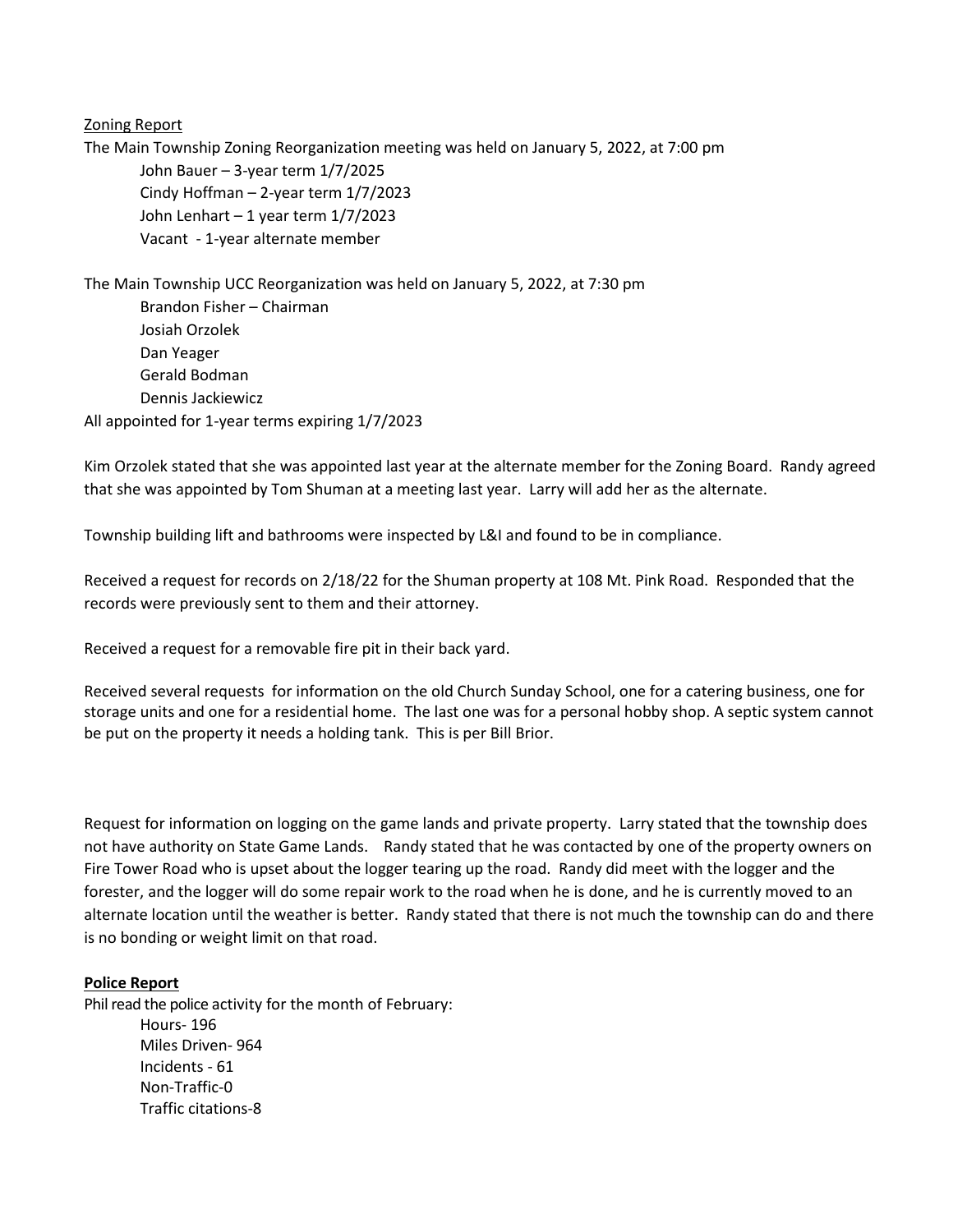Zoning Report

The Main Township Zoning Reorganization meeting was held on January 5, 2022, at 7:00 pm

John Bauer – 3-year term 1/7/2025
Cindy Hoffman – 2-year term 1/7/2023
John Lenhart – 1 year term 1/7/2023
Vacant - 1-year alternate member

The Main Township UCC Reorganization was held on January 5, 2022, at 7:30 pm

Brandon Fisher – Chairman
Josiah Orzolek
Dan Yeager
Gerald Bodman
Dennis Jackiewicz

All appointed for 1-year terms expiring 1/7/2023

Kim Orzolek stated that she was appointed last year at the alternate member for the Zoning Board. Randy agreed that she was appointed by Tom Shuman at a meeting last year. Larry will add her as the alternate.

Township building lift and bathrooms were inspected by L&I and found to be in compliance.

Received a request for records on 2/18/22 for the Shuman property at 108 Mt. Pink Road. Responded that the records were previously sent to them and their attorney.

Received a request for a removable fire pit in their back yard.

Received several requests for information on the old Church Sunday School, one for a catering business, one for storage units and one for a residential home. The last one was for a personal hobby shop. A septic system cannot be put on the property it needs a holding tank. This is per Bill Brior.

Request for information on logging on the game lands and private property. Larry stated that the township does not have authority on State Game Lands. Randy stated that he was contacted by one of the property owners on Fire Tower Road who is upset about the logger tearing up the road. Randy did meet with the logger and the forester, and the logger will do some repair work to the road when he is done, and he is currently moved to an alternate location until the weather is better. Randy stated that there is not much the township can do and there is no bonding or weight limit on that road.

**Police Report**

Phil read the police activity for the month of February:

Hours- 196
Miles Driven- 964
Incidents - 61
Non-Traffic-0
Traffic citations-8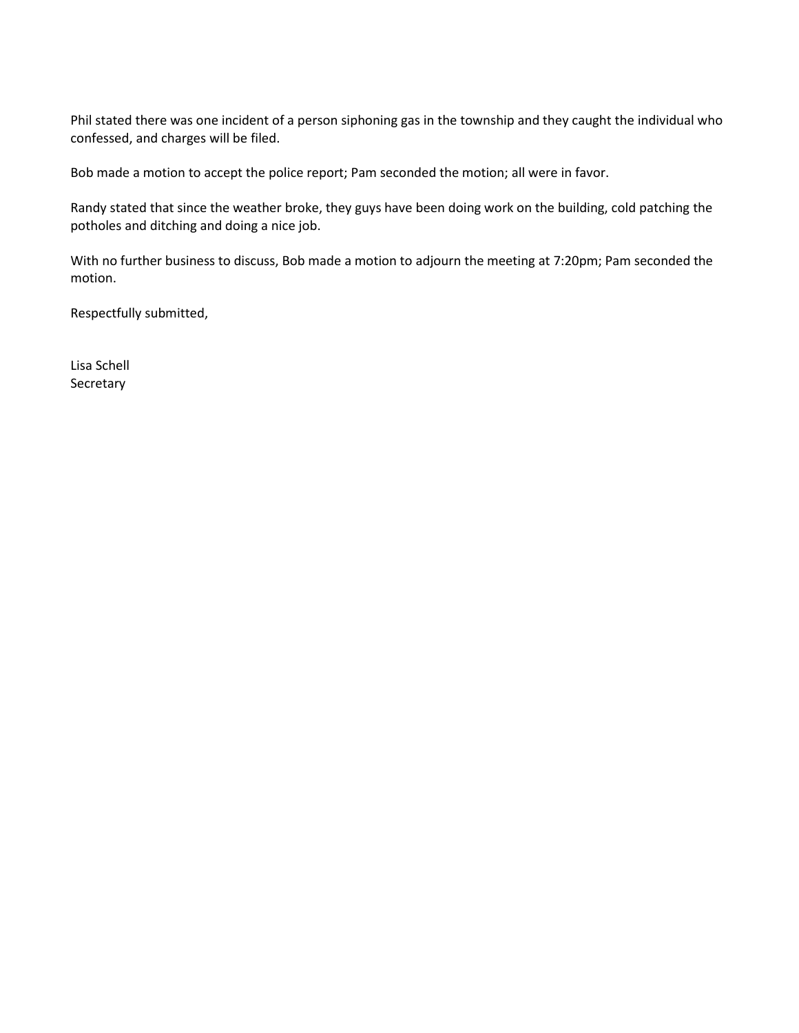Phil stated there was one incident of a person siphoning gas in the township and they caught the individual who confessed, and charges will be filed.

Bob made a motion to accept the police report; Pam seconded the motion; all were in favor.

Randy stated that since the weather broke, they guys have been doing work on the building, cold patching the potholes and ditching and doing a nice job.

With no further business to discuss, Bob made a motion to adjourn the meeting at 7:20pm; Pam seconded the motion.

Respectfully submitted,

Lisa Schell
Secretary